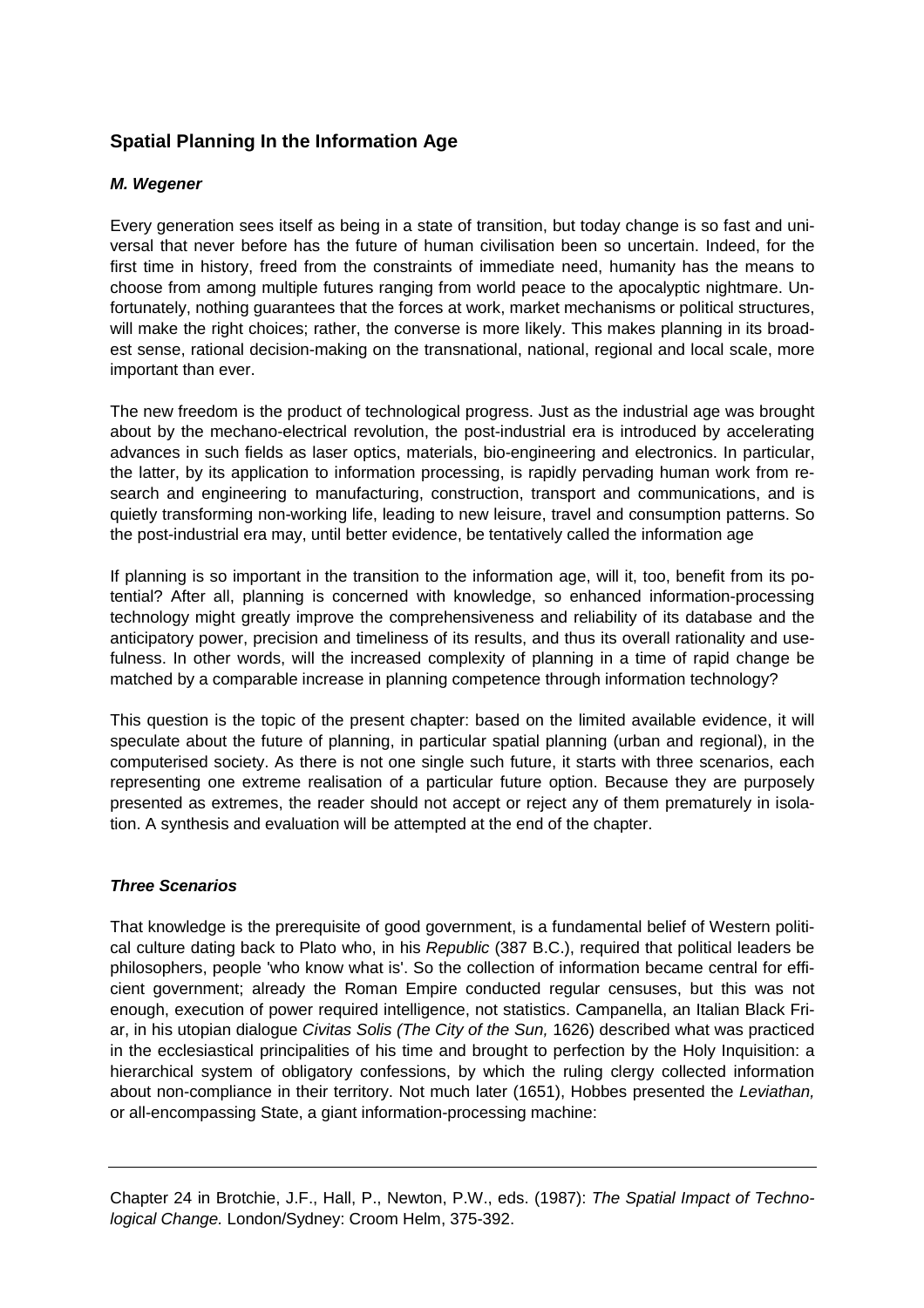## Spatial Planning In the Information Age

***M. Wegener***

Every generation sees itself as being in a state of transition, but today change is so fast and universal that never before has the future of human civilisation been so uncertain. Indeed, for the first time in history, freed from the constraints of immediate need, humanity has the means to choose from among multiple futures ranging from world peace to the apocalyptic nightmare. Unfortunately, nothing guarantees that the forces at work, market mechanisms or political structures, will make the right choices; rather, the converse is more likely. This makes planning in its broadest sense, rational decision-making on the transnational, national, regional and local scale, more important than ever.

The new freedom is the product of technological progress. Just as the industrial age was brought about by the mechano-electrical revolution, the post-industrial era is introduced by accelerating advances in such fields as laser optics, materials, bio-engineering and electronics. In particular, the latter, by its application to information processing, is rapidly pervading human work from research and engineering to manufacturing, construction, transport and communications, and is quietly transforming non-working life, leading to new leisure, travel and consumption patterns. So the post-industrial era may, until better evidence, be tentatively called the information age

If planning is so important in the transition to the information age, will it, too, benefit from its potential? After all, planning is concerned with knowledge, so enhanced information-processing technology might greatly improve the comprehensiveness and reliability of its database and the anticipatory power, precision and timeliness of its results, and thus its overall rationality and usefulness. In other words, will the increased complexity of planning in a time of rapid change be matched by a comparable increase in planning competence through information technology?

This question is the topic of the present chapter: based on the limited available evidence, it will speculate about the future of planning, in particular spatial planning (urban and regional), in the computerised society. As there is not one single such future, it starts with three scenarios, each representing one extreme realisation of a particular future option. Because they are purposely presented as extremes, the reader should not accept or reject any of them prematurely in isolation. A synthesis and evaluation will be attempted at the end of the chapter.

### *Three Scenarios*

That knowledge is the prerequisite of good government, is a fundamental belief of Western political culture dating back to Plato who, in his *Republic* (387 B.C.), required that political leaders be philosophers, people 'who know what is'. So the collection of information became central for efficient government; already the Roman Empire conducted regular censuses, but this was not enough, execution of power required intelligence, not statistics. Campanella, an Italian Black Friar, in his utopian dialogue *Civitas Solis (The City of the Sun,* 1626) described what was practiced in the ecclesiastical principalities of his time and brought to perfection by the Holy Inquisition: a hierarchical system of obligatory confessions, by which the ruling clergy collected information about non-compliance in their territory. Not much later (1651), Hobbes presented the *Leviathan,* or all-encompassing State, a giant information-processing machine:

---

Chapter 24 in Brotchie, J.F., Hall, P., Newton, P.W., eds. (1987): *The Spatial Impact of Technological Change.* London/Sydney: Croom Helm, 375-392.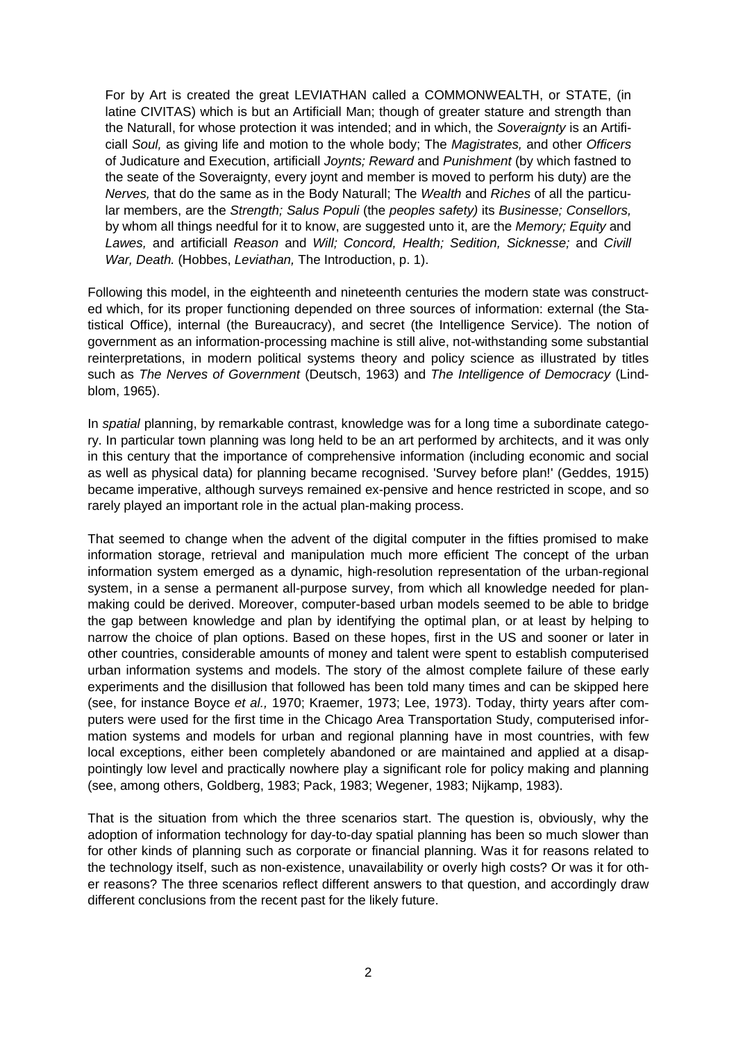> For by Art is created the great LEVIATHAN called a COMMONWEALTH, or STATE, (in latine CIVITAS) which is but an Artificiall Man; though of greater stature and strength than the Naturall, for whose protection it was intended; and in which, the *Soveraignty* is an Artificiall *Soul,* as giving life and motion to the whole body; The *Magistrates,* and other *Officers* of Judicature and Execution, artificiall *Joynts; Reward* and *Punishment* (by which fastned to the seate of the Soveraignty, every joynt and member is moved to perform his duty) are the *Nerves,* that do the same as in the Body Naturall; The *Wealth* and *Riches* of all the particular members, are the *Strength; Salus Populi* (the *peoples safety)* its *Businesse; Consellors,* by whom all things needful for it to know, are suggested unto it, are the *Memory; Equity* and *Lawes,* and artificiall *Reason* and *Will; Concord, Health; Sedition, Sicknesse;* and *Civill War, Death.* (Hobbes, *Leviathan,* The Introduction, p. 1).

Following this model, in the eighteenth and nineteenth centuries the modern state was constructed which, for its proper functioning depended on three sources of information: external (the Statistical Office), internal (the Bureaucracy), and secret (the Intelligence Service). The notion of government as an information-processing machine is still alive, not-withstanding some substantial reinterpretations, in modern political systems theory and policy science as illustrated by titles such as *The Nerves of Government* (Deutsch, 1963) and *The Intelligence of Democracy* (Lindblom, 1965).

In *spatial* planning, by remarkable contrast, knowledge was for a long time a subordinate category. In particular town planning was long held to be an art performed by architects, and it was only in this century that the importance of comprehensive information (including economic and social as well as physical data) for planning became recognised. 'Survey before plan!' (Geddes, 1915) became imperative, although surveys remained ex-pensive and hence restricted in scope, and so rarely played an important role in the actual plan-making process.

That seemed to change when the advent of the digital computer in the fifties promised to make information storage, retrieval and manipulation much more efficient The concept of the urban information system emerged as a dynamic, high-resolution representation of the urban-regional system, in a sense a permanent all-purpose survey, from which all knowledge needed for plan-making could be derived. Moreover, computer-based urban models seemed to be able to bridge the gap between knowledge and plan by identifying the optimal plan, or at least by helping to narrow the choice of plan options. Based on these hopes, first in the US and sooner or later in other countries, considerable amounts of money and talent were spent to establish computerised urban information systems and models. The story of the almost complete failure of these early experiments and the disillusion that followed has been told many times and can be skipped here (see, for instance Boyce *et al.,* 1970; Kraemer, 1973; Lee, 1973). Today, thirty years after computers were used for the first time in the Chicago Area Transportation Study, computerised information systems and models for urban and regional planning have in most countries, with few local exceptions, either been completely abandoned or are maintained and applied at a disappointingly low level and practically nowhere play a significant role for policy making and planning (see, among others, Goldberg, 1983; Pack, 1983; Wegener, 1983; Nijkamp, 1983).

That is the situation from which the three scenarios start. The question is, obviously, why the adoption of information technology for day-to-day spatial planning has been so much slower than for other kinds of planning such as corporate or financial planning. Was it for reasons related to the technology itself, such as non-existence, unavailability or overly high costs? Or was it for other reasons? The three scenarios reflect different answers to that question, and accordingly draw different conclusions from the recent past for the likely future.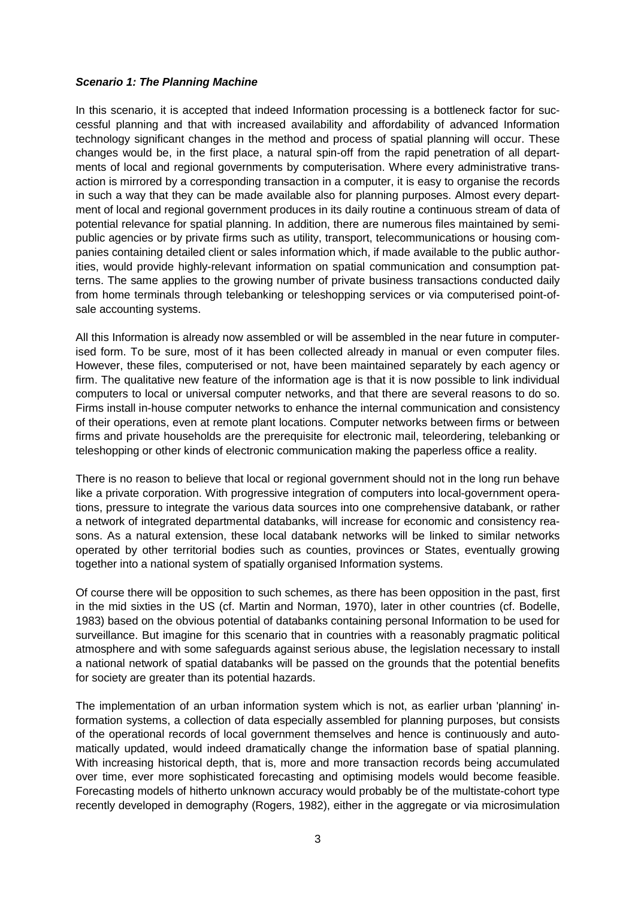### *Scenario 1: The Planning Machine*

In this scenario, it is accepted that indeed Information processing is a bottleneck factor for successful planning and that with increased availability and affordability of advanced Information technology significant changes in the method and process of spatial planning will occur. These changes would be, in the first place, a natural spin-off from the rapid penetration of all departments of local and regional governments by computerisation. Where every administrative transaction is mirrored by a corresponding transaction in a computer, it is easy to organise the records in such a way that they can be made available also for planning purposes. Almost every department of local and regional government produces in its daily routine a continuous stream of data of potential relevance for spatial planning. In addition, there are numerous files maintained by semipublic agencies or by private firms such as utility, transport, telecommunications or housing companies containing detailed client or sales information which, if made available to the public authorities, would provide highly-relevant information on spatial communication and consumption patterns. The same applies to the growing number of private business transactions conducted daily from home terminals through telebanking or teleshopping services or via computerised point-of-sale accounting systems.

All this Information is already now assembled or will be assembled in the near future in computerised form. To be sure, most of it has been collected already in manual or even computer files. However, these files, computerised or not, have been maintained separately by each agency or firm. The qualitative new feature of the information age is that it is now possible to link individual computers to local or universal computer networks, and that there are several reasons to do so. Firms install in-house computer networks to enhance the internal communication and consistency of their operations, even at remote plant locations. Computer networks between firms or between firms and private households are the prerequisite for electronic mail, teleordering, telebanking or teleshopping or other kinds of electronic communication making the paperless office a reality.

There is no reason to believe that local or regional government should not in the long run behave like a private corporation. With progressive integration of computers into local-government operations, pressure to integrate the various data sources into one comprehensive databank, or rather a network of integrated departmental databanks, will increase for economic and consistency reasons. As a natural extension, these local databank networks will be linked to similar networks operated by other territorial bodies such as counties, provinces or States, eventually growing together into a national system of spatially organised Information systems.

Of course there will be opposition to such schemes, as there has been opposition in the past, first in the mid sixties in the US (cf. Martin and Norman, 1970), later in other countries (cf. Bodelle, 1983) based on the obvious potential of databanks containing personal Information to be used for surveillance. But imagine for this scenario that in countries with a reasonably pragmatic political atmosphere and with some safeguards against serious abuse, the legislation necessary to install a national network of spatial databanks will be passed on the grounds that the potential benefits for society are greater than its potential hazards.

The implementation of an urban information system which is not, as earlier urban 'planning' information systems, a collection of data especially assembled for planning purposes, but consists of the operational records of local government themselves and hence is continuously and automatically updated, would indeed dramatically change the information base of spatial planning. With increasing historical depth, that is, more and more transaction records being accumulated over time, ever more sophisticated forecasting and optimising models would become feasible. Forecasting models of hitherto unknown accuracy would probably be of the multistate-cohort type recently developed in demography (Rogers, 1982), either in the aggregate or via microsimulation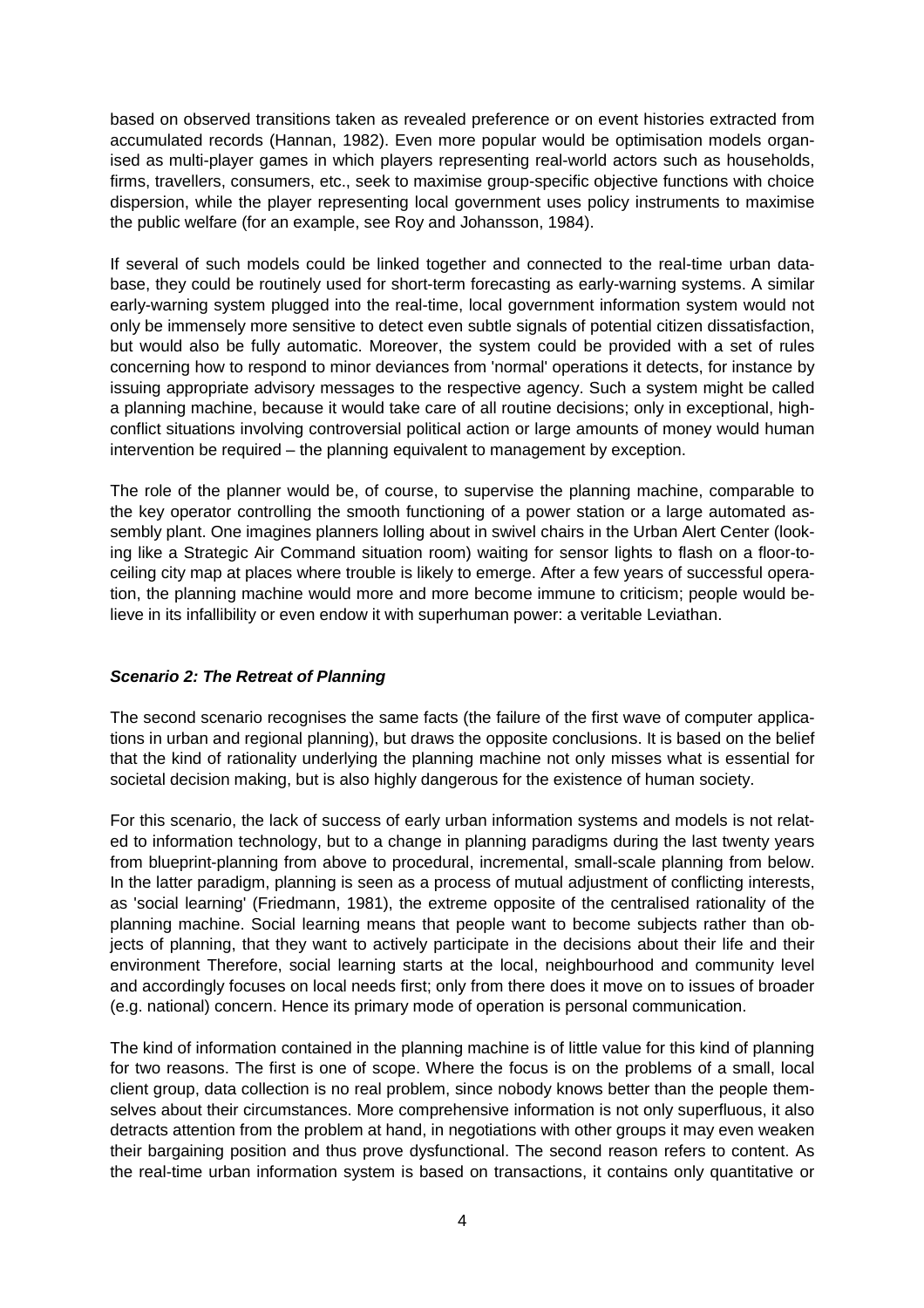based on observed transitions taken as revealed preference or on event histories extracted from accumulated records (Hannan, 1982). Even more popular would be optimisation models organised as multi-player games in which players representing real-world actors such as households, firms, travellers, consumers, etc., seek to maximise group-specific objective functions with choice dispersion, while the player representing local government uses policy instruments to maximise the public welfare (for an example, see Roy and Johansson, 1984).

If several of such models could be linked together and connected to the real-time urban database, they could be routinely used for short-term forecasting as early-warning systems. A similar early-warning system plugged into the real-time, local government information system would not only be immensely more sensitive to detect even subtle signals of potential citizen dissatisfaction, but would also be fully automatic. Moreover, the system could be provided with a set of rules concerning how to respond to minor deviances from 'normal' operations it detects, for instance by issuing appropriate advisory messages to the respective agency. Such a system might be called a planning machine, because it would take care of all routine decisions; only in exceptional, high-conflict situations involving controversial political action or large amounts of money would human intervention be required – the planning equivalent to management by exception.

The role of the planner would be, of course, to supervise the planning machine, comparable to the key operator controlling the smooth functioning of a power station or a large automated assembly plant. One imagines planners lolling about in swivel chairs in the Urban Alert Center (looking like a Strategic Air Command situation room) waiting for sensor lights to flash on a floor-to-ceiling city map at places where trouble is likely to emerge. After a few years of successful operation, the planning machine would more and more become immune to criticism; people would believe in its infallibility or even endow it with superhuman power: a veritable Leviathan.

### *Scenario 2: The Retreat of Planning*

The second scenario recognises the same facts (the failure of the first wave of computer applications in urban and regional planning), but draws the opposite conclusions. It is based on the belief that the kind of rationality underlying the planning machine not only misses what is essential for societal decision making, but is also highly dangerous for the existence of human society.

For this scenario, the lack of success of early urban information systems and models is not related to information technology, but to a change in planning paradigms during the last twenty years from blueprint-planning from above to procedural, incremental, small-scale planning from below. In the latter paradigm, planning is seen as a process of mutual adjustment of conflicting interests, as 'social learning' (Friedmann, 1981), the extreme opposite of the centralised rationality of the planning machine. Social learning means that people want to become subjects rather than objects of planning, that they want to actively participate in the decisions about their life and their environment Therefore, social learning starts at the local, neighbourhood and community level and accordingly focuses on local needs first; only from there does it move on to issues of broader (e.g. national) concern. Hence its primary mode of operation is personal communication.

The kind of information contained in the planning machine is of little value for this kind of planning for two reasons. The first is one of scope. Where the focus is on the problems of a small, local client group, data collection is no real problem, since nobody knows better than the people themselves about their circumstances. More comprehensive information is not only superfluous, it also detracts attention from the problem at hand, in negotiations with other groups it may even weaken their bargaining position and thus prove dysfunctional. The second reason refers to content. As the real-time urban information system is based on transactions, it contains only quantitative or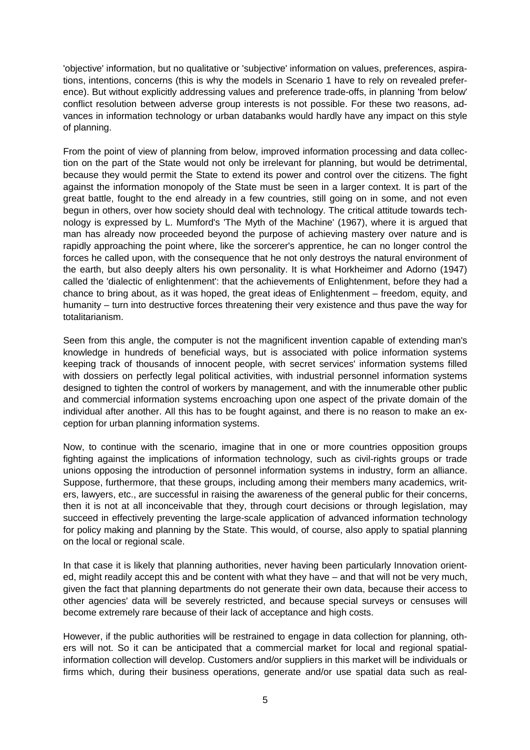'objective' information, but no qualitative or 'subjective' information on values, preferences, aspirations, intentions, concerns (this is why the models in Scenario 1 have to rely on revealed preference). But without explicitly addressing values and preference trade-offs, in planning 'from below' conflict resolution between adverse group interests is not possible. For these two reasons, advances in information technology or urban databanks would hardly have any impact on this style of planning.

From the point of view of planning from below, improved information processing and data collection on the part of the State would not only be irrelevant for planning, but would be detrimental, because they would permit the State to extend its power and control over the citizens. The fight against the information monopoly of the State must be seen in a larger context. It is part of the great battle, fought to the end already in a few countries, still going on in some, and not even begun in others, over how society should deal with technology. The critical attitude towards technology is expressed by L. Mumford's 'The Myth of the Machine' (1967), where it is argued that man has already now proceeded beyond the purpose of achieving mastery over nature and is rapidly approaching the point where, like the sorcerer's apprentice, he can no longer control the forces he called upon, with the consequence that he not only destroys the natural environment of the earth, but also deeply alters his own personality. It is what Horkheimer and Adorno (1947) called the 'dialectic of enlightenment': that the achievements of Enlightenment, before they had a chance to bring about, as it was hoped, the great ideas of Enlightenment – freedom, equity, and humanity – turn into destructive forces threatening their very existence and thus pave the way for totalitarianism.

Seen from this angle, the computer is not the magnificent invention capable of extending man's knowledge in hundreds of beneficial ways, but is associated with police information systems keeping track of thousands of innocent people, with secret services' information systems filled with dossiers on perfectly legal political activities, with industrial personnel information systems designed to tighten the control of workers by management, and with the innumerable other public and commercial information systems encroaching upon one aspect of the private domain of the individual after another. All this has to be fought against, and there is no reason to make an exception for urban planning information systems.

Now, to continue with the scenario, imagine that in one or more countries opposition groups fighting against the implications of information technology, such as civil-rights groups or trade unions opposing the introduction of personnel information systems in industry, form an alliance. Suppose, furthermore, that these groups, including among their members many academics, writers, lawyers, etc., are successful in raising the awareness of the general public for their concerns, then it is not at all inconceivable that they, through court decisions or through legislation, may succeed in effectively preventing the large-scale application of advanced information technology for policy making and planning by the State. This would, of course, also apply to spatial planning on the local or regional scale.

In that case it is likely that planning authorities, never having been particularly Innovation oriented, might readily accept this and be content with what they have – and that will not be very much, given the fact that planning departments do not generate their own data, because their access to other agencies' data will be severely restricted, and because special surveys or censuses will become extremely rare because of their lack of acceptance and high costs.

However, if the public authorities will be restrained to engage in data collection for planning, others will not. So it can be anticipated that a commercial market for local and regional spatial-information collection will develop. Customers and/or suppliers in this market will be individuals or firms which, during their business operations, generate and/or use spatial data such as real-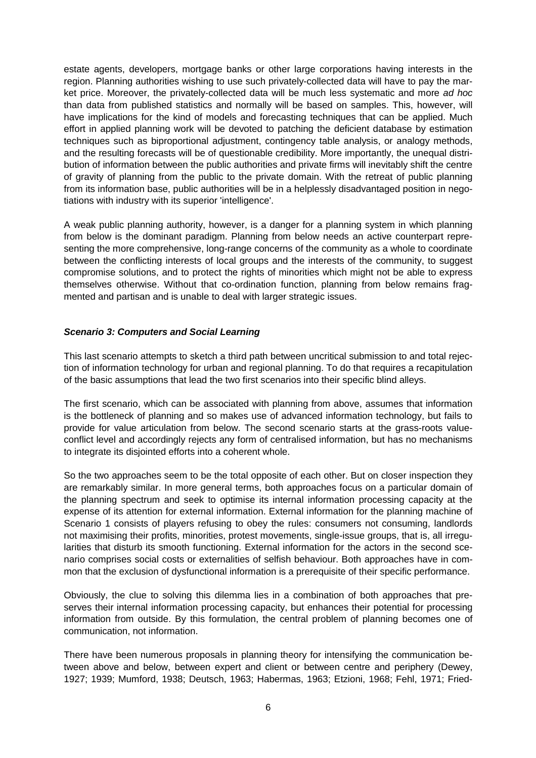estate agents, developers, mortgage banks or other large corporations having interests in the region. Planning authorities wishing to use such privately-collected data will have to pay the market price. Moreover, the privately-collected data will be much less systematic and more *ad hoc* than data from published statistics and normally will be based on samples. This, however, will have implications for the kind of models and forecasting techniques that can be applied. Much effort in applied planning work will be devoted to patching the deficient database by estimation techniques such as biproportional adjustment, contingency table analysis, or analogy methods, and the resulting forecasts will be of questionable credibility. More importantly, the unequal distribution of information between the public authorities and private firms will inevitably shift the centre of gravity of planning from the public to the private domain. With the retreat of public planning from its information base, public authorities will be in a helplessly disadvantaged position in negotiations with industry with its superior 'intelligence'.

A weak public planning authority, however, is a danger for a planning system in which planning from below is the dominant paradigm. Planning from below needs an active counterpart representing the more comprehensive, long-range concerns of the community as a whole to coordinate between the conflicting interests of local groups and the interests of the community, to suggest compromise solutions, and to protect the rights of minorities which might not be able to express themselves otherwise. Without that co-ordination function, planning from below remains fragmented and partisan and is unable to deal with larger strategic issues.

### *Scenario 3: Computers and Social Learning*

This last scenario attempts to sketch a third path between uncritical submission to and total rejection of information technology for urban and regional planning. To do that requires a recapitulation of the basic assumptions that lead the two first scenarios into their specific blind alleys.

The first scenario, which can be associated with planning from above, assumes that information is the bottleneck of planning and so makes use of advanced information technology, but fails to provide for value articulation from below. The second scenario starts at the grass-roots value-conflict level and accordingly rejects any form of centralised information, but has no mechanisms to integrate its disjointed efforts into a coherent whole.

So the two approaches seem to be the total opposite of each other. But on closer inspection they are remarkably similar. In more general terms, both approaches focus on a particular domain of the planning spectrum and seek to optimise its internal information processing capacity at the expense of its attention for external information. External information for the planning machine of Scenario 1 consists of players refusing to obey the rules: consumers not consuming, landlords not maximising their profits, minorities, protest movements, single-issue groups, that is, all irregularities that disturb its smooth functioning. External information for the actors in the second scenario comprises social costs or externalities of selfish behaviour. Both approaches have in common that the exclusion of dysfunctional information is a prerequisite of their specific performance.

Obviously, the clue to solving this dilemma lies in a combination of both approaches that preserves their internal information processing capacity, but enhances their potential for processing information from outside. By this formulation, the central problem of planning becomes one of communication, not information.

There have been numerous proposals in planning theory for intensifying the communication between above and below, between expert and client or between centre and periphery (Dewey, 1927; 1939; Mumford, 1938; Deutsch, 1963; Habermas, 1963; Etzioni, 1968; Fehl, 1971; Fried-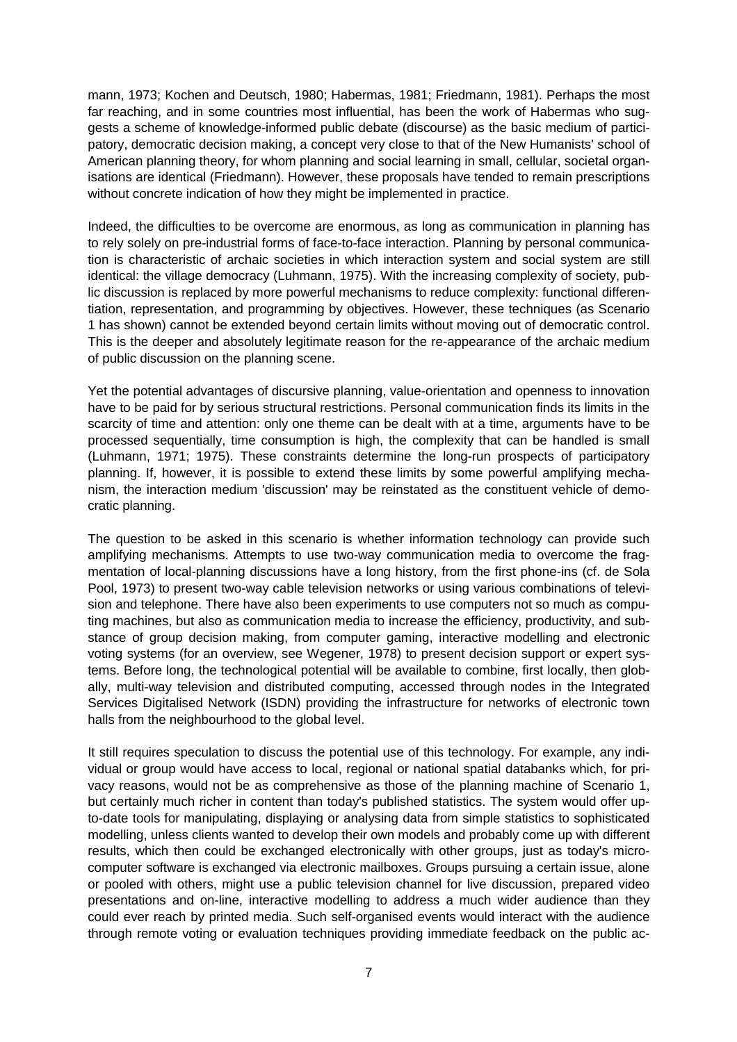mann, 1973; Kochen and Deutsch, 1980; Habermas, 1981; Friedmann, 1981). Perhaps the most far reaching, and in some countries most influential, has been the work of Habermas who suggests a scheme of knowledge-informed public debate (discourse) as the basic medium of participatory, democratic decision making, a concept very close to that of the New Humanists' school of American planning theory, for whom planning and social learning in small, cellular, societal organisations are identical (Friedmann). However, these proposals have tended to remain prescriptions without concrete indication of how they might be implemented in practice.

Indeed, the difficulties to be overcome are enormous, as long as communication in planning has to rely solely on pre-industrial forms of face-to-face interaction. Planning by personal communication is characteristic of archaic societies in which interaction system and social system are still identical: the village democracy (Luhmann, 1975). With the increasing complexity of society, public discussion is replaced by more powerful mechanisms to reduce complexity: functional differentiation, representation, and programming by objectives. However, these techniques (as Scenario 1 has shown) cannot be extended beyond certain limits without moving out of democratic control. This is the deeper and absolutely legitimate reason for the re-appearance of the archaic medium of public discussion on the planning scene.

Yet the potential advantages of discursive planning, value-orientation and openness to innovation have to be paid for by serious structural restrictions. Personal communication finds its limits in the scarcity of time and attention: only one theme can be dealt with at a time, arguments have to be processed sequentially, time consumption is high, the complexity that can be handled is small (Luhmann, 1971; 1975). These constraints determine the long-run prospects of participatory planning. If, however, it is possible to extend these limits by some powerful amplifying mechanism, the interaction medium 'discussion' may be reinstated as the constituent vehicle of democratic planning.

The question to be asked in this scenario is whether information technology can provide such amplifying mechanisms. Attempts to use two-way communication media to overcome the fragmentation of local-planning discussions have a long history, from the first phone-ins (cf. de Sola Pool, 1973) to present two-way cable television networks or using various combinations of television and telephone. There have also been experiments to use computers not so much as computing machines, but also as communication media to increase the efficiency, productivity, and substance of group decision making, from computer gaming, interactive modelling and electronic voting systems (for an overview, see Wegener, 1978) to present decision support or expert systems. Before long, the technological potential will be available to combine, first locally, then globally, multi-way television and distributed computing, accessed through nodes in the Integrated Services Digitalised Network (ISDN) providing the infrastructure for networks of electronic town halls from the neighbourhood to the global level.

It still requires speculation to discuss the potential use of this technology. For example, any individual or group would have access to local, regional or national spatial databanks which, for privacy reasons, would not be as comprehensive as those of the planning machine of Scenario 1, but certainly much richer in content than today's published statistics. The system would offer up-to-date tools for manipulating, displaying or analysing data from simple statistics to sophisticated modelling, unless clients wanted to develop their own models and probably come up with different results, which then could be exchanged electronically with other groups, just as today's microcomputer software is exchanged via electronic mailboxes. Groups pursuing a certain issue, alone or pooled with others, might use a public television channel for live discussion, prepared video presentations and on-line, interactive modelling to address a much wider audience than they could ever reach by printed media. Such self-organised events would interact with the audience through remote voting or evaluation techniques providing immediate feedback on the public ac-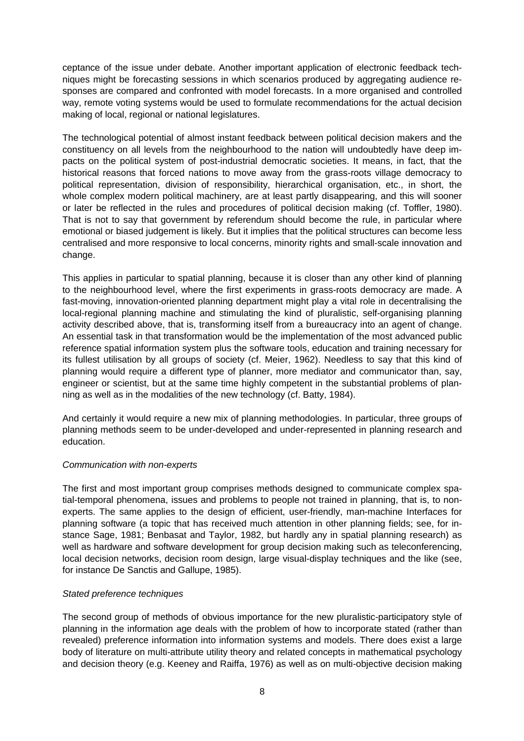ceptance of the issue under debate. Another important application of electronic feedback techniques might be forecasting sessions in which scenarios produced by aggregating audience responses are compared and confronted with model forecasts. In a more organised and controlled way, remote voting systems would be used to formulate recommendations for the actual decision making of local, regional or national legislatures.

The technological potential of almost instant feedback between political decision makers and the constituency on all levels from the neighbourhood to the nation will undoubtedly have deep impacts on the political system of post-industrial democratic societies. It means, in fact, that the historical reasons that forced nations to move away from the grass-roots village democracy to political representation, division of responsibility, hierarchical organisation, etc., in short, the whole complex modern political machinery, are at least partly disappearing, and this will sooner or later be reflected in the rules and procedures of political decision making (cf. Toffler, 1980). That is not to say that government by referendum should become the rule, in particular where emotional or biased judgement is likely. But it implies that the political structures can become less centralised and more responsive to local concerns, minority rights and small-scale innovation and change.

This applies in particular to spatial planning, because it is closer than any other kind of planning to the neighbourhood level, where the first experiments in grass-roots democracy are made. A fast-moving, innovation-oriented planning department might play a vital role in decentralising the local-regional planning machine and stimulating the kind of pluralistic, self-organising planning activity described above, that is, transforming itself from a bureaucracy into an agent of change. An essential task in that transformation would be the implementation of the most advanced public reference spatial information system plus the software tools, education and training necessary for its fullest utilisation by all groups of society (cf. Meier, 1962). Needless to say that this kind of planning would require a different type of planner, more mediator and communicator than, say, engineer or scientist, but at the same time highly competent in the substantial problems of planning as well as in the modalities of the new technology (cf. Batty, 1984).

And certainly it would require a new mix of planning methodologies. In particular, three groups of planning methods seem to be under-developed and under-represented in planning research and education.

*Communication with non-experts*

The first and most important group comprises methods designed to communicate complex spatial-temporal phenomena, issues and problems to people not trained in planning, that is, to non-experts. The same applies to the design of efficient, user-friendly, man-machine Interfaces for planning software (a topic that has received much attention in other planning fields; see, for instance Sage, 1981; Benbasat and Taylor, 1982, but hardly any in spatial planning research) as well as hardware and software development for group decision making such as teleconferencing, local decision networks, decision room design, large visual-display techniques and the like (see, for instance De Sanctis and Gallupe, 1985).

*Stated preference techniques*

The second group of methods of obvious importance for the new pluralistic-participatory style of planning in the information age deals with the problem of how to incorporate stated (rather than revealed) preference information into information systems and models. There does exist a large body of literature on multi-attribute utility theory and related concepts in mathematical psychology and decision theory (e.g. Keeney and Raiffa, 1976) as well as on multi-objective decision making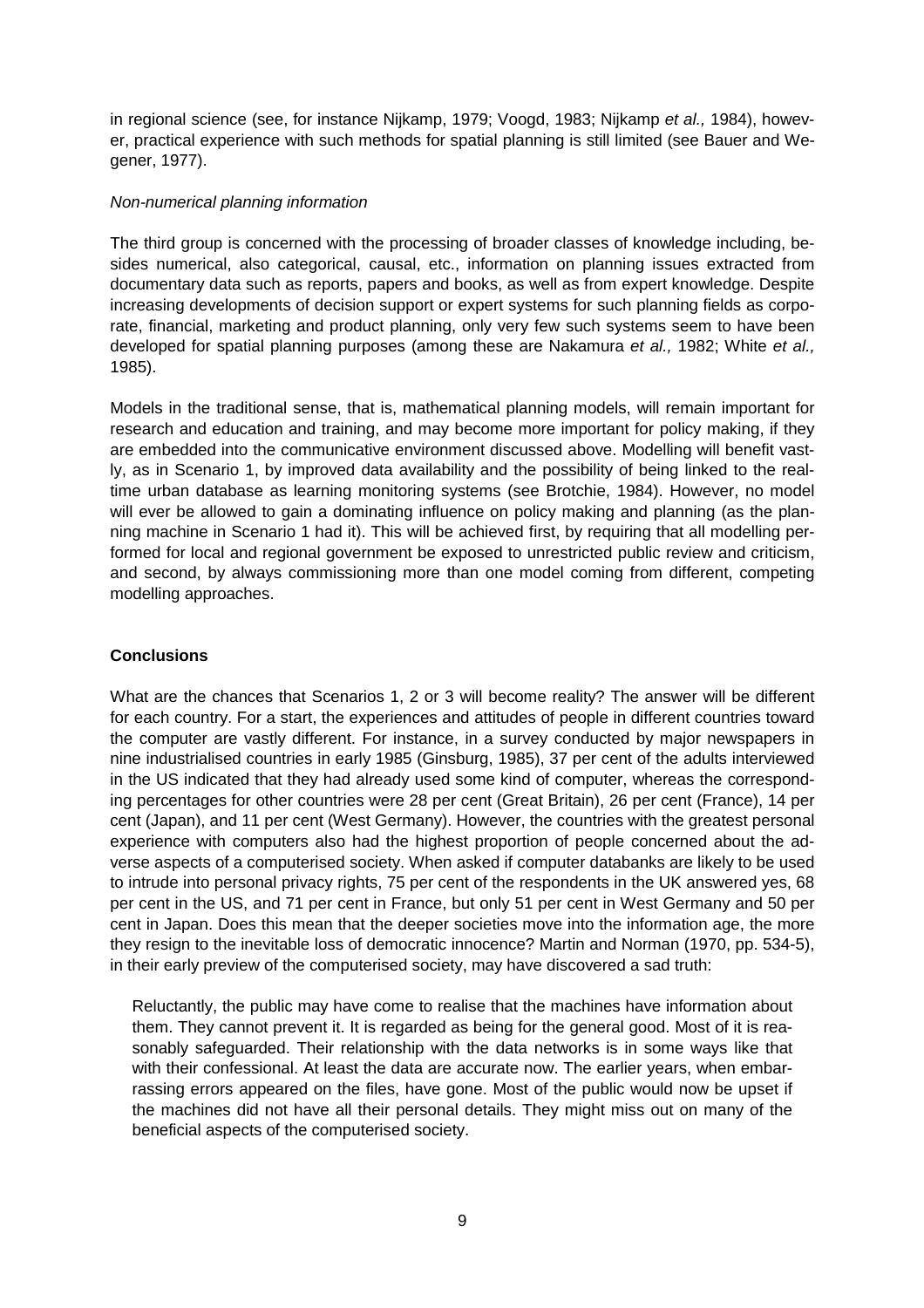in regional science (see, for instance Nijkamp, 1979; Voogd, 1983; Nijkamp *et al.,* 1984), however, practical experience with such methods for spatial planning is still limited (see Bauer and Wegener, 1977).

*Non-numerical planning information*

The third group is concerned with the processing of broader classes of knowledge including, besides numerical, also categorical, causal, etc., information on planning issues extracted from documentary data such as reports, papers and books, as well as from expert knowledge. Despite increasing developments of decision support or expert systems for such planning fields as corporate, financial, marketing and product planning, only very few such systems seem to have been developed for spatial planning purposes (among these are Nakamura *et al.,* 1982; White *et al.,* 1985).

Models in the traditional sense, that is, mathematical planning models, will remain important for research and education and training, and may become more important for policy making, if they are embedded into the communicative environment discussed above. Modelling will benefit vastly, as in Scenario 1, by improved data availability and the possibility of being linked to the real-time urban database as learning monitoring systems (see Brotchie, 1984). However, no model will ever be allowed to gain a dominating influence on policy making and planning (as the planning machine in Scenario 1 had it). This will be achieved first, by requiring that all modelling performed for local and regional government be exposed to unrestricted public review and criticism, and second, by always commissioning more than one model coming from different, competing modelling approaches.

## Conclusions

What are the chances that Scenarios 1, 2 or 3 will become reality? The answer will be different for each country. For a start, the experiences and attitudes of people in different countries toward the computer are vastly different. For instance, in a survey conducted by major newspapers in nine industrialised countries in early 1985 (Ginsburg, 1985), 37 per cent of the adults interviewed in the US indicated that they had already used some kind of computer, whereas the corresponding percentages for other countries were 28 per cent (Great Britain), 26 per cent (France), 14 per cent (Japan), and 11 per cent (West Germany). However, the countries with the greatest personal experience with computers also had the highest proportion of people concerned about the adverse aspects of a computerised society. When asked if computer databanks are likely to be used to intrude into personal privacy rights, 75 per cent of the respondents in the UK answered yes, 68 per cent in the US, and 71 per cent in France, but only 51 per cent in West Germany and 50 per cent in Japan. Does this mean that the deeper societies move into the information age, the more they resign to the inevitable loss of democratic innocence? Martin and Norman (1970, pp. 534-5), in their early preview of the computerised society, may have discovered a sad truth:

> Reluctantly, the public may have come to realise that the machines have information about them. They cannot prevent it. It is regarded as being for the general good. Most of it is reasonably safeguarded. Their relationship with the data networks is in some ways like that with their confessional. At least the data are accurate now. The earlier years, when embarrassing errors appeared on the files, have gone. Most of the public would now be upset if the machines did not have all their personal details. They might miss out on many of the beneficial aspects of the computerised society.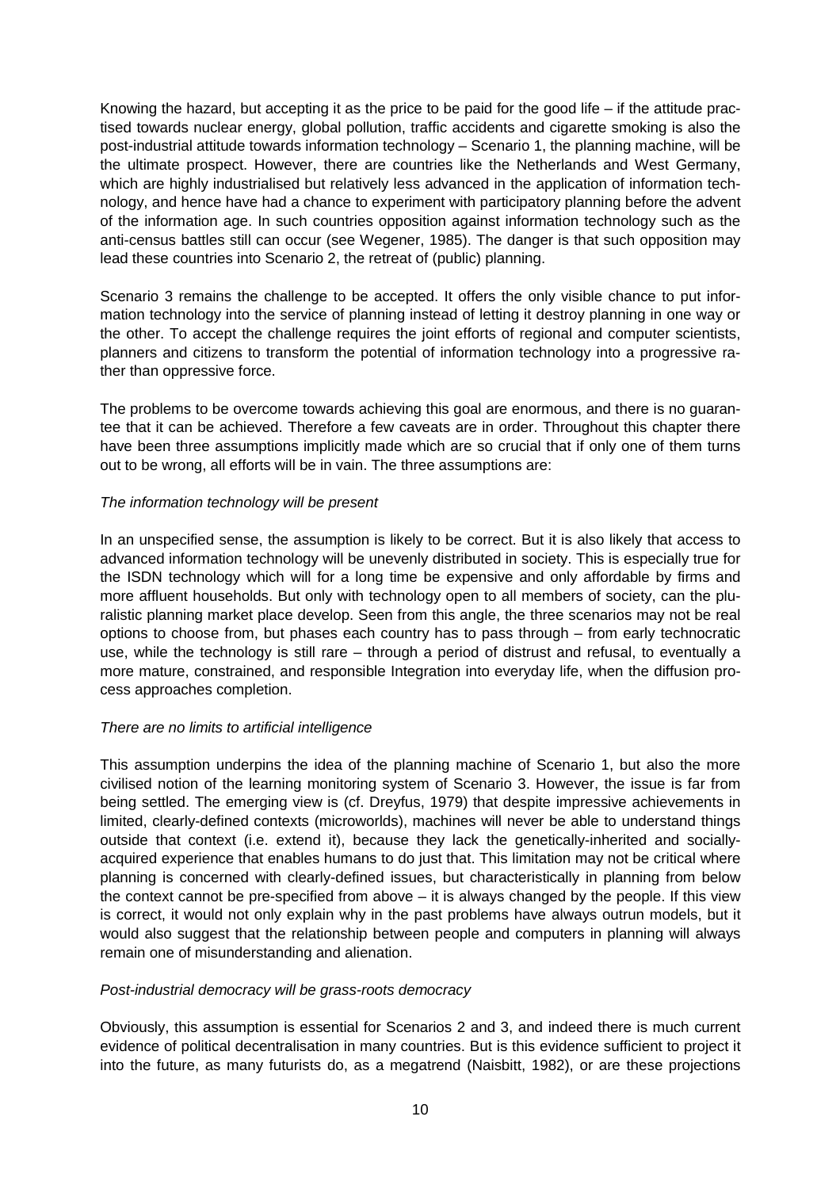Knowing the hazard, but accepting it as the price to be paid for the good life – if the attitude practised towards nuclear energy, global pollution, traffic accidents and cigarette smoking is also the post-industrial attitude towards information technology – Scenario 1, the planning machine, will be the ultimate prospect. However, there are countries like the Netherlands and West Germany, which are highly industrialised but relatively less advanced in the application of information technology, and hence have had a chance to experiment with participatory planning before the advent of the information age. In such countries opposition against information technology such as the anti-census battles still can occur (see Wegener, 1985). The danger is that such opposition may lead these countries into Scenario 2, the retreat of (public) planning.

Scenario 3 remains the challenge to be accepted. It offers the only visible chance to put information technology into the service of planning instead of letting it destroy planning in one way or the other. To accept the challenge requires the joint efforts of regional and computer scientists, planners and citizens to transform the potential of information technology into a progressive rather than oppressive force.

The problems to be overcome towards achieving this goal are enormous, and there is no guarantee that it can be achieved. Therefore a few caveats are in order. Throughout this chapter there have been three assumptions implicitly made which are so crucial that if only one of them turns out to be wrong, all efforts will be in vain. The three assumptions are:

*The information technology will be present*

In an unspecified sense, the assumption is likely to be correct. But it is also likely that access to advanced information technology will be unevenly distributed in society. This is especially true for the ISDN technology which will for a long time be expensive and only affordable by firms and more affluent households. But only with technology open to all members of society, can the pluralistic planning market place develop. Seen from this angle, the three scenarios may not be real options to choose from, but phases each country has to pass through – from early technocratic use, while the technology is still rare – through a period of distrust and refusal, to eventually a more mature, constrained, and responsible Integration into everyday life, when the diffusion process approaches completion.

*There are no limits to artificial intelligence*

This assumption underpins the idea of the planning machine of Scenario 1, but also the more civilised notion of the learning monitoring system of Scenario 3. However, the issue is far from being settled. The emerging view is (cf. Dreyfus, 1979) that despite impressive achievements in limited, clearly-defined contexts (microworlds), machines will never be able to understand things outside that context (i.e. extend it), because they lack the genetically-inherited and socially-acquired experience that enables humans to do just that. This limitation may not be critical where planning is concerned with clearly-defined issues, but characteristically in planning from below the context cannot be pre-specified from above – it is always changed by the people. If this view is correct, it would not only explain why in the past problems have always outrun models, but it would also suggest that the relationship between people and computers in planning will always remain one of misunderstanding and alienation.

*Post-industrial democracy will be grass-roots democracy*

Obviously, this assumption is essential for Scenarios 2 and 3, and indeed there is much current evidence of political decentralisation in many countries. But is this evidence sufficient to project it into the future, as many futurists do, as a megatrend (Naisbitt, 1982), or are these projections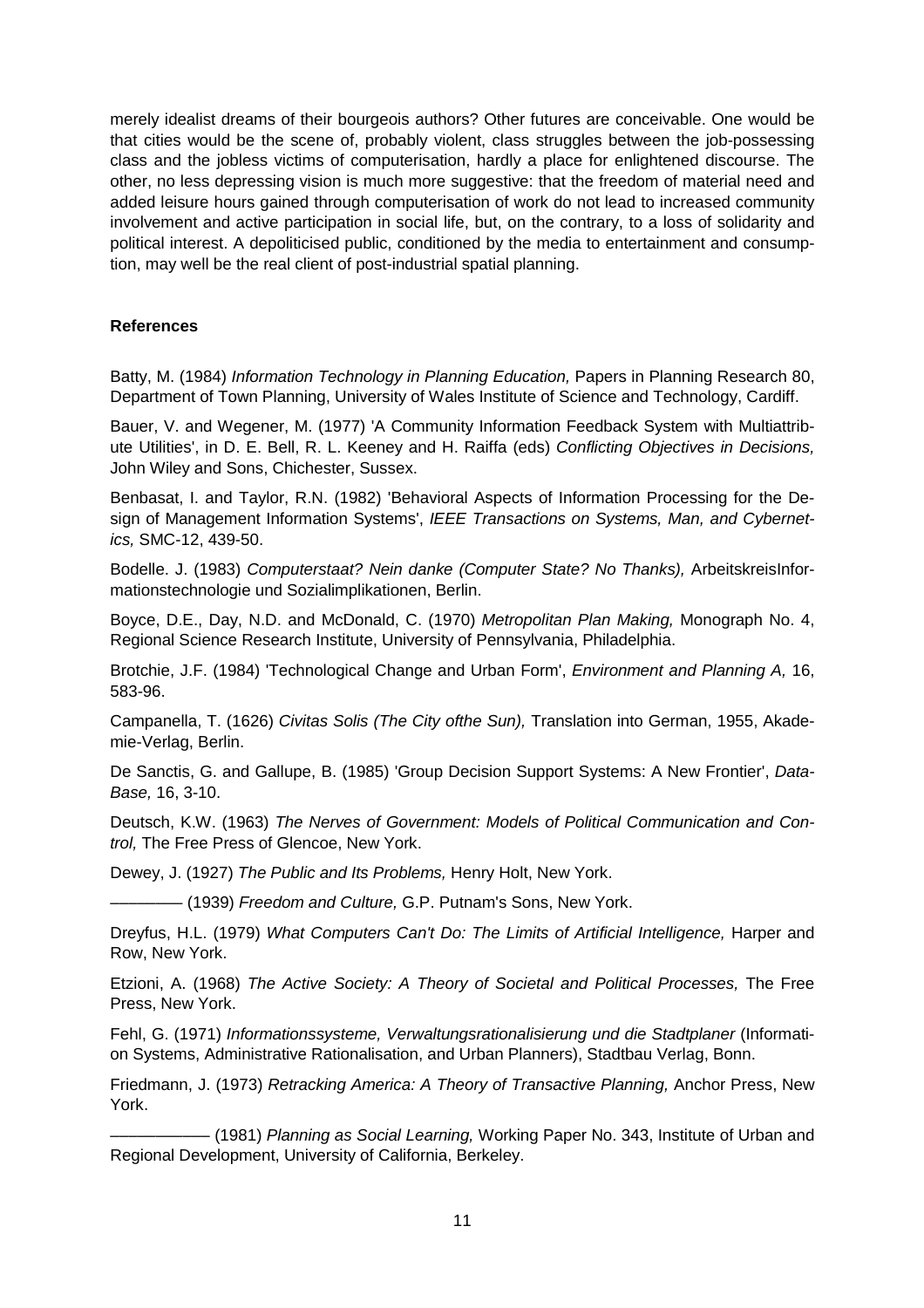merely idealist dreams of their bourgeois authors? Other futures are conceivable. One would be that cities would be the scene of, probably violent, class struggles between the job-possessing class and the jobless victims of computerisation, hardly a place for enlightened discourse. The other, no less depressing vision is much more suggestive: that the freedom of material need and added leisure hours gained through computerisation of work do not lead to increased community involvement and active participation in social life, but, on the contrary, to a loss of solidarity and political interest. A depoliticised public, conditioned by the media to entertainment and consumption, may well be the real client of post-industrial spatial planning.

## References

Batty, M. (1984) *Information Technology in Planning Education,* Papers in Planning Research 80, Department of Town Planning, University of Wales Institute of Science and Technology, Cardiff.

Bauer, V. and Wegener, M. (1977) 'A Community Information Feedback System with Multiattribute Utilities', in D. E. Bell, R. L. Keeney and H. Raiffa (eds) *Conflicting Objectives in Decisions,* John Wiley and Sons, Chichester, Sussex.

Benbasat, I. and Taylor, R.N. (1982) 'Behavioral Aspects of Information Processing for the Design of Management Information Systems', *IEEE Transactions on Systems, Man, and Cybernetics,* SMC-12, 439-50.

Bodelle. J. (1983) *Computerstaat? Nein danke (Computer State? No Thanks),* ArbeitskreisInformationstechnologie und Sozialimplikationen, Berlin.

Boyce, D.E., Day, N.D. and McDonald, C. (1970) *Metropolitan Plan Making,* Monograph No. 4, Regional Science Research Institute, University of Pennsylvania, Philadelphia.

Brotchie, J.F. (1984) 'Technological Change and Urban Form', *Environment and Planning A,* 16, 583-96.

Campanella, T. (1626) *Civitas Solis (The City ofthe Sun),* Translation into German, 1955, Akademie-Verlag, Berlin.

De Sanctis, G. and Gallupe, B. (1985) 'Group Decision Support Systems: A New Frontier', *Data-Base,* 16, 3-10.

Deutsch, K.W. (1963) *The Nerves of Government: Models of Political Communication and Control,* The Free Press of Glencoe, New York.

Dewey, J. (1927) *The Public and Its Problems,* Henry Holt, New York.

———— (1939) *Freedom and Culture,* G.P. Putnam's Sons, New York.

Dreyfus, H.L. (1979) *What Computers Can't Do: The Limits of Artificial Intelligence,* Harper and Row, New York.

Etzioni, A. (1968) *The Active Society: A Theory of Societal and Political Processes,* The Free Press, New York.

Fehl, G. (1971) *Informationssysteme, Verwaltungsrationalisierung und die Stadtplaner* (Information Systems, Administrative Rationalisation, and Urban Planners), Stadtbau Verlag, Bonn.

Friedmann, J. (1973) *Retracking America: A Theory of Transactive Planning,* Anchor Press, New York.

————— (1981) *Planning as Social Learning,* Working Paper No. 343, Institute of Urban and Regional Development, University of California, Berkeley.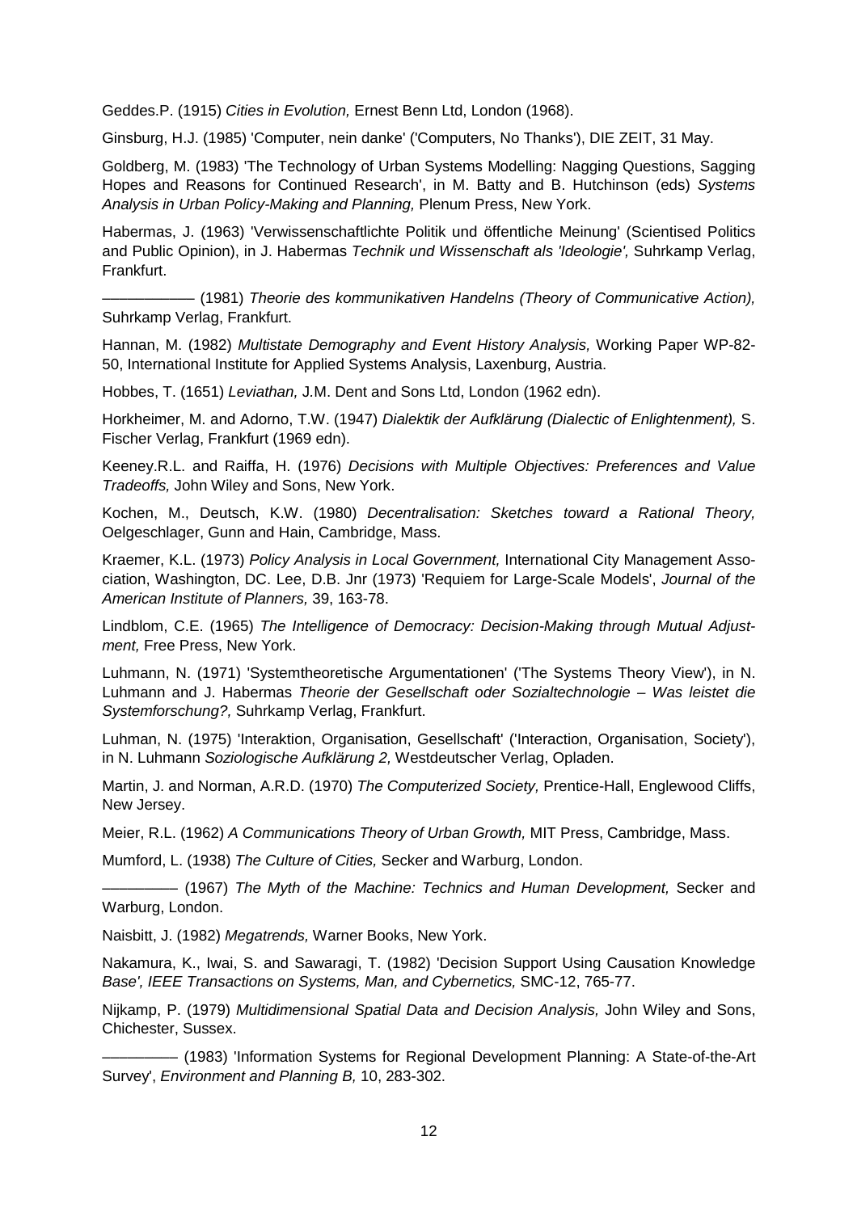Geddes.P. (1915) *Cities in Evolution,* Ernest Benn Ltd, London (1968).

Ginsburg, H.J. (1985) 'Computer, nein danke' ('Computers, No Thanks'), DIE ZEIT, 31 May.

Goldberg, M. (1983) 'The Technology of Urban Systems Modelling: Nagging Questions, Sagging Hopes and Reasons for Continued Research', in M. Batty and B. Hutchinson (eds) *Systems Analysis in Urban Policy-Making and Planning,* Plenum Press, New York.

Habermas, J. (1963) 'Verwissenschaftlichte Politik und öffentliche Meinung' (Scientised Politics and Public Opinion), in J. Habermas *Technik und Wissenschaft als 'Ideologie',* Suhrkamp Verlag, Frankfurt.

—————— (1981) *Theorie des kommunikativen Handelns (Theory of Communicative Action),* Suhrkamp Verlag, Frankfurt.

Hannan, M. (1982) *Multistate Demography and Event History Analysis,* Working Paper WP-82-50, International Institute for Applied Systems Analysis, Laxenburg, Austria.

Hobbes, T. (1651) *Leviathan,* J.M. Dent and Sons Ltd, London (1962 edn).

Horkheimer, M. and Adorno, T.W. (1947) *Dialektik der Aufklärung (Dialectic of Enlightenment),* S. Fischer Verlag, Frankfurt (1969 edn).

Keeney.R.L. and Raiffa, H. (1976) *Decisions with Multiple Objectives: Preferences and Value Tradeoffs,* John Wiley and Sons, New York.

Kochen, M., Deutsch, K.W. (1980) *Decentralisation: Sketches toward a Rational Theory,* Oelgeschlager, Gunn and Hain, Cambridge, Mass.

Kraemer, K.L. (1973) *Policy Analysis in Local Government,* International City Management Association, Washington, DC. Lee, D.B. Jnr (1973) 'Requiem for Large-Scale Models', *Journal of the American Institute of Planners,* 39, 163-78.

Lindblom, C.E. (1965) *The Intelligence of Democracy: Decision-Making through Mutual Adjustment,* Free Press, New York.

Luhmann, N. (1971) 'Systemtheoretische Argumentationen' ('The Systems Theory View'), in N. Luhmann and J. Habermas *Theorie der Gesellschaft oder Sozialtechnologie – Was leistet die Systemforschung?,* Suhrkamp Verlag, Frankfurt.

Luhman, N. (1975) 'Interaktion, Organisation, Gesellschaft' ('Interaction, Organisation, Society'), in N. Luhmann *Soziologische Aufklärung 2,* Westdeutscher Verlag, Opladen.

Martin, J. and Norman, A.R.D. (1970) *The Computerized Society,* Prentice-Hall, Englewood Cliffs, New Jersey.

Meier, R.L. (1962) *A Communications Theory of Urban Growth,* MIT Press, Cambridge, Mass.

Mumford, L. (1938) *The Culture of Cities,* Secker and Warburg, London.

————— (1967) *The Myth of the Machine: Technics and Human Development,* Secker and Warburg, London.

Naisbitt, J. (1982) *Megatrends,* Warner Books, New York.

Nakamura, K., Iwai, S. and Sawaragi, T. (1982) 'Decision Support Using Causation Knowledge *Base', IEEE Transactions on Systems, Man, and Cybernetics,* SMC-12, 765-77.

Nijkamp, P. (1979) *Multidimensional Spatial Data and Decision Analysis,* John Wiley and Sons, Chichester, Sussex.

————— (1983) 'Information Systems for Regional Development Planning: A State-of-the-Art Survey', *Environment and Planning B,* 10, 283-302.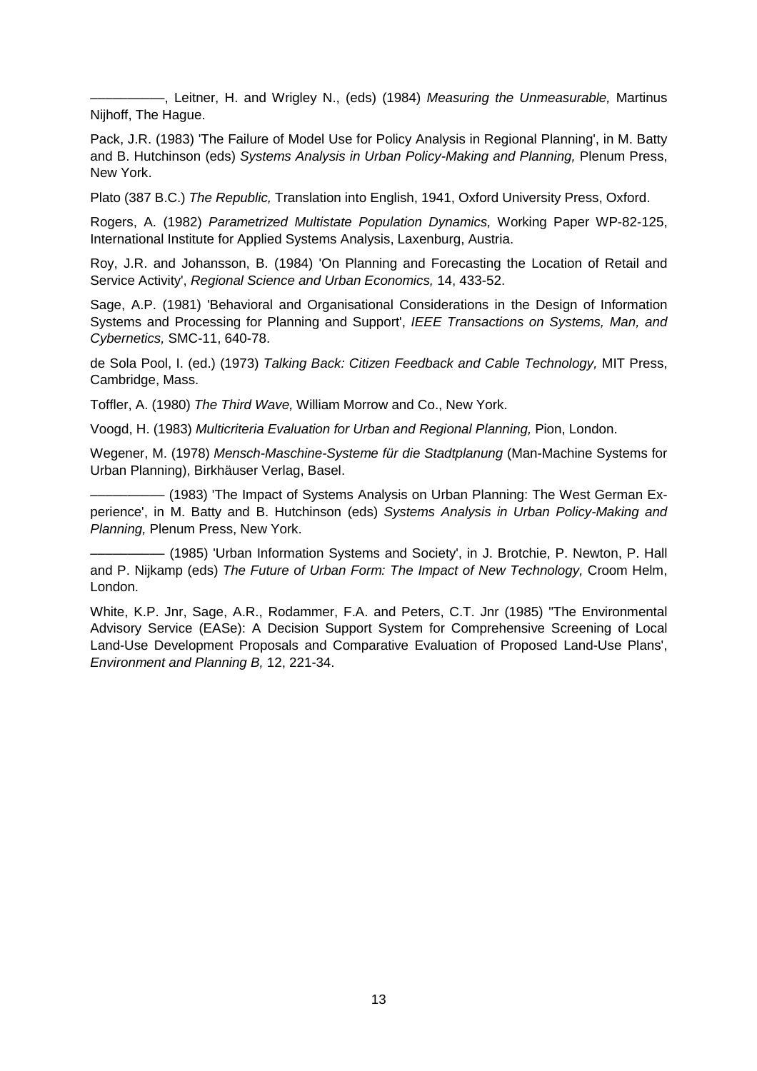——————, Leitner, H. and Wrigley N., (eds) (1984) *Measuring the Unmeasurable,* Martinus Nijhoff, The Hague.

Pack, J.R. (1983) 'The Failure of Model Use for Policy Analysis in Regional Planning', in M. Batty and B. Hutchinson (eds) *Systems Analysis in Urban Policy-Making and Planning,* Plenum Press, New York.

Plato (387 B.C.) *The Republic,* Translation into English, 1941, Oxford University Press, Oxford.

Rogers, A. (1982) *Parametrized Multistate Population Dynamics,* Working Paper WP-82-125, International Institute for Applied Systems Analysis, Laxenburg, Austria.

Roy, J.R. and Johansson, B. (1984) 'On Planning and Forecasting the Location of Retail and Service Activity', *Regional Science and Urban Economics,* 14, 433-52.

Sage, A.P. (1981) 'Behavioral and Organisational Considerations in the Design of Information Systems and Processing for Planning and Support', *IEEE Transactions on Systems, Man, and Cybernetics,* SMC-11, 640-78.

de Sola Pool, I. (ed.) (1973) *Talking Back: Citizen Feedback and Cable Technology,* MIT Press, Cambridge, Mass.

Toffler, A. (1980) *The Third Wave,* William Morrow and Co., New York.

Voogd, H. (1983) *Multicriteria Evaluation for Urban and Regional Planning,* Pion, London.

Wegener, M. (1978) *Mensch-Maschine-Systeme für die Stadtplanung* (Man-Machine Systems for Urban Planning), Birkhäuser Verlag, Basel.

—————— (1983) 'The Impact of Systems Analysis on Urban Planning: The West German Experience', in M. Batty and B. Hutchinson (eds) *Systems Analysis in Urban Policy-Making and Planning,* Plenum Press, New York.

—————— (1985) 'Urban Information Systems and Society', in J. Brotchie, P. Newton, P. Hall and P. Nijkamp (eds) *The Future of Urban Form: The Impact of New Technology,* Croom Helm, London.

White, K.P. Jnr, Sage, A.R., Rodammer, F.A. and Peters, C.T. Jnr (1985) "The Environmental Advisory Service (EASe): A Decision Support System for Comprehensive Screening of Local Land-Use Development Proposals and Comparative Evaluation of Proposed Land-Use Plans', *Environment and Planning B,* 12, 221-34.